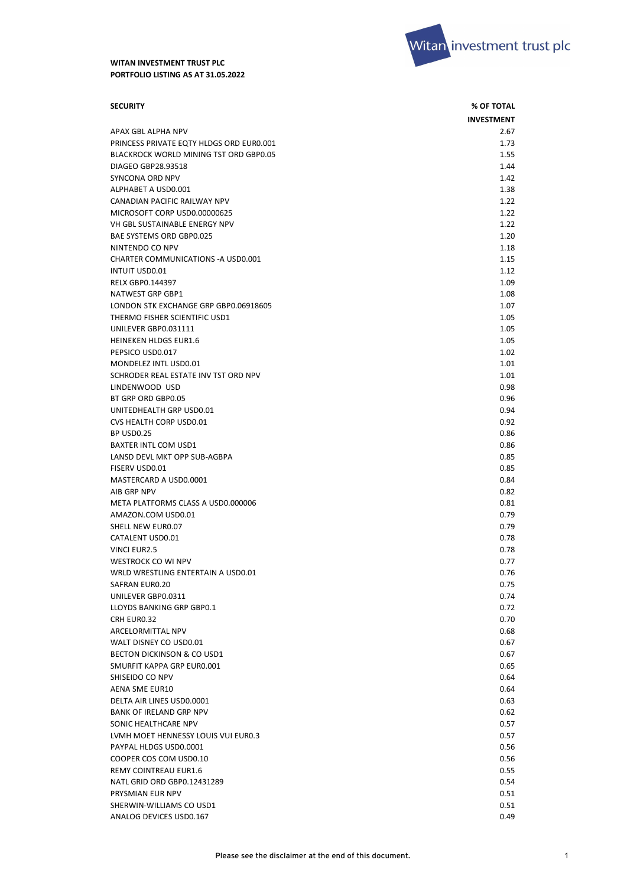**WITAN INVESTMENT TRUST PLC**
**PORTFOLIO LISTING AS AT 31.05.2022**

| SECURITY | % OF TOTAL INVESTMENT |
|---|---|
| APAX GBL ALPHA NPV | 2.67 |
| PRINCESS PRIVATE EQTY HLDGS ORD EUR0.001 | 1.73 |
| BLACKROCK WORLD MINING TST ORD GBP0.05 | 1.55 |
| DIAGEO GBP28.93518 | 1.44 |
| SYNCONA ORD NPV | 1.42 |
| ALPHABET A USD0.001 | 1.38 |
| CANADIAN PACIFIC RAILWAY NPV | 1.22 |
| MICROSOFT CORP USD0.00000625 | 1.22 |
| VH GBL SUSTAINABLE ENERGY NPV | 1.22 |
| BAE SYSTEMS ORD GBP0.025 | 1.20 |
| NINTENDO CO NPV | 1.18 |
| CHARTER COMMUNICATIONS -A USD0.001 | 1.15 |
| INTUIT USD0.01 | 1.12 |
| RELX GBP0.144397 | 1.09 |
| NATWEST GRP GBP1 | 1.08 |
| LONDON STK EXCHANGE GRP GBP0.06918605 | 1.07 |
| THERMO FISHER SCIENTIFIC USD1 | 1.05 |
| UNILEVER GBP0.031111 | 1.05 |
| HEINEKEN HLDGS EUR1.6 | 1.05 |
| PEPSICO USD0.017 | 1.02 |
| MONDELEZ INTL USD0.01 | 1.01 |
| SCHRODER REAL ESTATE INV TST ORD NPV | 1.01 |
| LINDENWOOD USD | 0.98 |
| BT GRP ORD GBP0.05 | 0.96 |
| UNITEDHEALTH GRP USD0.01 | 0.94 |
| CVS HEALTH CORP USD0.01 | 0.92 |
| BP USD0.25 | 0.86 |
| BAXTER INTL COM USD1 | 0.86 |
| LANSD DEVL MKT OPP SUB-AGBPA | 0.85 |
| FISERV USD0.01 | 0.85 |
| MASTERCARD A USD0.0001 | 0.84 |
| AIB GRP NPV | 0.82 |
| META PLATFORMS CLASS A USD0.000006 | 0.81 |
| AMAZON.COM USD0.01 | 0.79 |
| SHELL NEW EUR0.07 | 0.79 |
| CATALENT USD0.01 | 0.78 |
| VINCI EUR2.5 | 0.78 |
| WESTROCK CO WI NPV | 0.77 |
| WRLD WRESTLING ENTERTAIN A USD0.01 | 0.76 |
| SAFRAN EUR0.20 | 0.75 |
| UNILEVER GBP0.0311 | 0.74 |
| LLOYDS BANKING GRP GBP0.1 | 0.72 |
| CRH EUR0.32 | 0.70 |
| ARCELORMITTAL NPV | 0.68 |
| WALT DISNEY CO USD0.01 | 0.67 |
| BECTON DICKINSON & CO USD1 | 0.67 |
| SMURFIT KAPPA GRP EUR0.001 | 0.65 |
| SHISEIDO CO NPV | 0.64 |
| AENA SME EUR10 | 0.64 |
| DELTA AIR LINES USD0.0001 | 0.63 |
| BANK OF IRELAND GRP NPV | 0.62 |
| SONIC HEALTHCARE NPV | 0.57 |
| LVMH MOET HENNESSY LOUIS VUI EUR0.3 | 0.57 |
| PAYPAL HLDGS USD0.0001 | 0.56 |
| COOPER COS COM USD0.10 | 0.56 |
| REMY COINTREAU EUR1.6 | 0.55 |
| NATL GRID ORD GBP0.12431289 | 0.54 |
| PRYSMIAN EUR NPV | 0.51 |
| SHERWIN-WILLIAMS CO USD1 | 0.51 |
| ANALOG DEVICES USD0.167 | 0.49 |

Please see the disclaimer at the end of this document.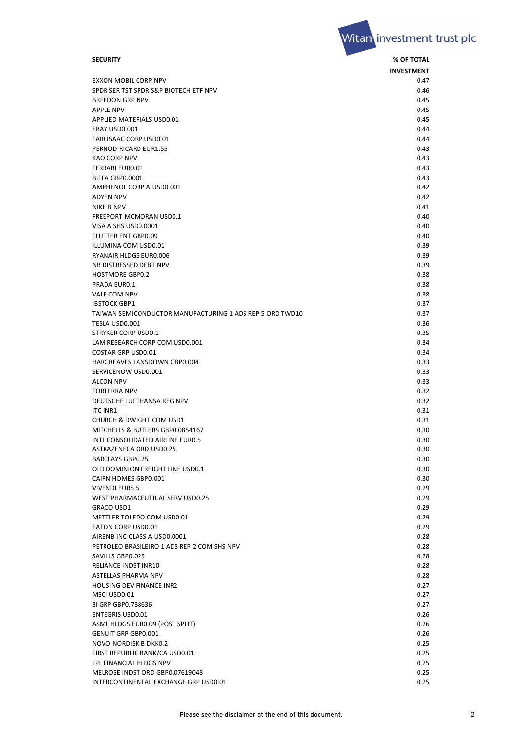| SECURITY | % OF TOTAL INVESTMENT |
|---|---|
| EXXON MOBIL CORP NPV | 0.47 |
| SPDR SER TST SPDR S&P BIOTECH ETF NPV | 0.46 |
| BREEDON GRP NPV | 0.45 |
| APPLE NPV | 0.45 |
| APPLIED MATERIALS USD0.01 | 0.45 |
| EBAY USD0.001 | 0.44 |
| FAIR ISAAC CORP USD0.01 | 0.44 |
| PERNOD-RICARD EUR1.55 | 0.43 |
| KAO CORP NPV | 0.43 |
| FERRARI EUR0.01 | 0.43 |
| BIFFA GBP0.0001 | 0.43 |
| AMPHENOL CORP A USD0.001 | 0.42 |
| ADYEN NPV | 0.42 |
| NIKE B NPV | 0.41 |
| FREEPORT-MCMORAN USD0.1 | 0.40 |
| VISA A SHS USD0.0001 | 0.40 |
| FLUTTER ENT GBP0.09 | 0.40 |
| ILLUMINA COM USD0.01 | 0.39 |
| RYANAIR HLDGS EUR0.006 | 0.39 |
| NB DISTRESSED DEBT NPV | 0.39 |
| HOSTMORE GBP0.2 | 0.38 |
| PRADA EUR0.1 | 0.38 |
| VALE COM NPV | 0.38 |
| IBSTOCK GBP1 | 0.37 |
| TAIWAN SEMICONDUCTOR MANUFACTURING 1 ADS REP 5 ORD TWD10 | 0.37 |
| TESLA USD0.001 | 0.36 |
| STRYKER CORP USD0.1 | 0.35 |
| LAM RESEARCH CORP COM USD0.001 | 0.34 |
| COSTAR GRP USD0.01 | 0.34 |
| HARGREAVES LANSDOWN GBP0.004 | 0.33 |
| SERVICENOW USD0.001 | 0.33 |
| ALCON NPV | 0.33 |
| FORTERRA NPV | 0.32 |
| DEUTSCHE LUFTHANSA REG NPV | 0.32 |
| ITC INR1 | 0.31 |
| CHURCH & DWIGHT COM USD1 | 0.31 |
| MITCHELLS & BUTLERS GBP0.0854167 | 0.30 |
| INTL CONSOLIDATED AIRLINE EUR0.5 | 0.30 |
| ASTRAZENECA ORD USD0.25 | 0.30 |
| BARCLAYS GBP0.25 | 0.30 |
| OLD DOMINION FREIGHT LINE USD0.1 | 0.30 |
| CAIRN HOMES GBP0.001 | 0.30 |
| VIVENDI EUR5.5 | 0.29 |
| WEST PHARMACEUTICAL SERV USD0.25 | 0.29 |
| GRACO USD1 | 0.29 |
| METTLER TOLEDO COM USD0.01 | 0.29 |
| EATON CORP USD0.01 | 0.29 |
| AIRBNB INC-CLASS A USD0.0001 | 0.28 |
| PETROLEO BRASILEIRO 1 ADS REP 2 COM SHS NPV | 0.28 |
| SAVILLS GBP0.025 | 0.28 |
| RELIANCE INDST INR10 | 0.28 |
| ASTELLAS PHARMA NPV | 0.28 |
| HOUSING DEV FINANCE INR2 | 0.27 |
| MSCI USD0.01 | 0.27 |
| 3I GRP GBP0.738636 | 0.27 |
| ENTEGRIS USD0.01 | 0.26 |
| ASML HLDGS EUR0.09 (POST SPLIT) | 0.26 |
| GENUIT GRP GBP0.001 | 0.26 |
| NOVO-NORDISK B DKK0.2 | 0.25 |
| FIRST REPUBLIC BANK/CA USD0.01 | 0.25 |
| LPL FINANCIAL HLDGS NPV | 0.25 |
| MELROSE INDST ORD GBP0.07619048 | 0.25 |
| INTERCONTINENTAL EXCHANGE GRP USD0.01 | 0.25 |

Please see the disclaimer at the end of this document.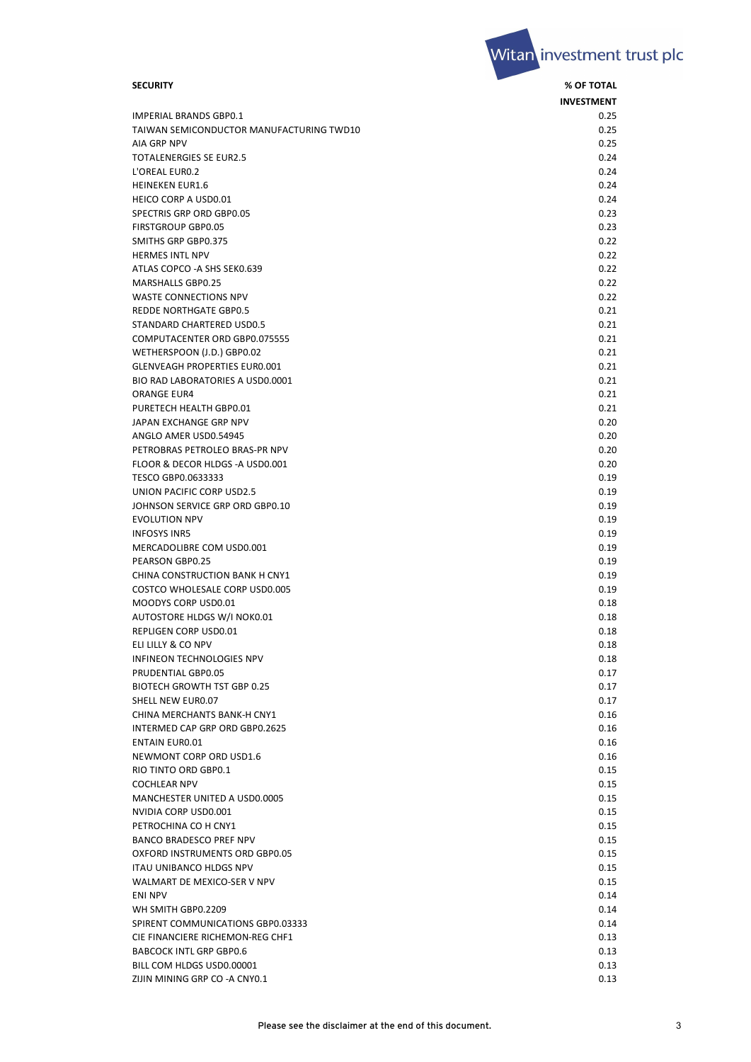| SECURITY | % OF TOTAL INVESTMENT |
|---|---|
| IMPERIAL BRANDS GBP0.1 | 0.25 |
| TAIWAN SEMICONDUCTOR MANUFACTURING TWD10 | 0.25 |
| AIA GRP NPV | 0.25 |
| TOTALENERGIES SE EUR2.5 | 0.24 |
| L'OREAL EUR0.2 | 0.24 |
| HEINEKEN EUR1.6 | 0.24 |
| HEICO CORP A USD0.01 | 0.24 |
| SPECTRIS GRP ORD GBP0.05 | 0.23 |
| FIRSTGROUP GBP0.05 | 0.23 |
| SMITHS GRP GBP0.375 | 0.22 |
| HERMES INTL NPV | 0.22 |
| ATLAS COPCO -A SHS SEK0.639 | 0.22 |
| MARSHALLS GBP0.25 | 0.22 |
| WASTE CONNECTIONS NPV | 0.22 |
| REDDE NORTHGATE GBP0.5 | 0.21 |
| STANDARD CHARTERED USD0.5 | 0.21 |
| COMPUTACENTER ORD GBP0.075555 | 0.21 |
| WETHERSPOON (J.D.) GBP0.02 | 0.21 |
| GLENVEAGH PROPERTIES EUR0.001 | 0.21 |
| BIO RAD LABORATORIES A USD0.0001 | 0.21 |
| ORANGE EUR4 | 0.21 |
| PURETECH HEALTH GBP0.01 | 0.21 |
| JAPAN EXCHANGE GRP NPV | 0.20 |
| ANGLO AMER USD0.54945 | 0.20 |
| PETROBRAS PETROLEO BRAS-PR NPV | 0.20 |
| FLOOR & DECOR HLDGS -A USD0.001 | 0.20 |
| TESCO GBP0.0633333 | 0.19 |
| UNION PACIFIC CORP USD2.5 | 0.19 |
| JOHNSON SERVICE GRP ORD GBP0.10 | 0.19 |
| EVOLUTION NPV | 0.19 |
| INFOSYS INR5 | 0.19 |
| MERCADOLIBRE COM USD0.001 | 0.19 |
| PEARSON GBP0.25 | 0.19 |
| CHINA CONSTRUCTION BANK H CNY1 | 0.19 |
| COSTCO WHOLESALE CORP USD0.005 | 0.19 |
| MOODYS CORP USD0.01 | 0.18 |
| AUTOSTORE HLDGS W/I NOK0.01 | 0.18 |
| REPLIGEN CORP USD0.01 | 0.18 |
| ELI LILLY & CO NPV | 0.18 |
| INFINEON TECHNOLOGIES NPV | 0.18 |
| PRUDENTIAL GBP0.05 | 0.17 |
| BIOTECH GROWTH TST GBP 0.25 | 0.17 |
| SHELL NEW EUR0.07 | 0.17 |
| CHINA MERCHANTS BANK-H CNY1 | 0.16 |
| INTERMED CAP GRP ORD GBP0.2625 | 0.16 |
| ENTAIN EUR0.01 | 0.16 |
| NEWMONT CORP ORD USD1.6 | 0.16 |
| RIO TINTO ORD GBP0.1 | 0.15 |
| COCHLEAR NPV | 0.15 |
| MANCHESTER UNITED A USD0.0005 | 0.15 |
| NVIDIA CORP USD0.001 | 0.15 |
| PETROCHINA CO H CNY1 | 0.15 |
| BANCO BRADESCO PREF NPV | 0.15 |
| OXFORD INSTRUMENTS ORD GBP0.05 | 0.15 |
| ITAU UNIBANCO HLDGS NPV | 0.15 |
| WALMART DE MEXICO-SER V NPV | 0.15 |
| ENI NPV | 0.14 |
| WH SMITH GBP0.2209 | 0.14 |
| SPIRENT COMMUNICATIONS GBP0.03333 | 0.14 |
| CIE FINANCIERE RICHEMON-REG CHF1 | 0.13 |
| BABCOCK INTL GRP GBP0.6 | 0.13 |
| BILL COM HLDGS USD0.00001 | 0.13 |
| ZIJIN MINING GRP CO -A CNY0.1 | 0.13 |

Please see the disclaimer at the end of this document.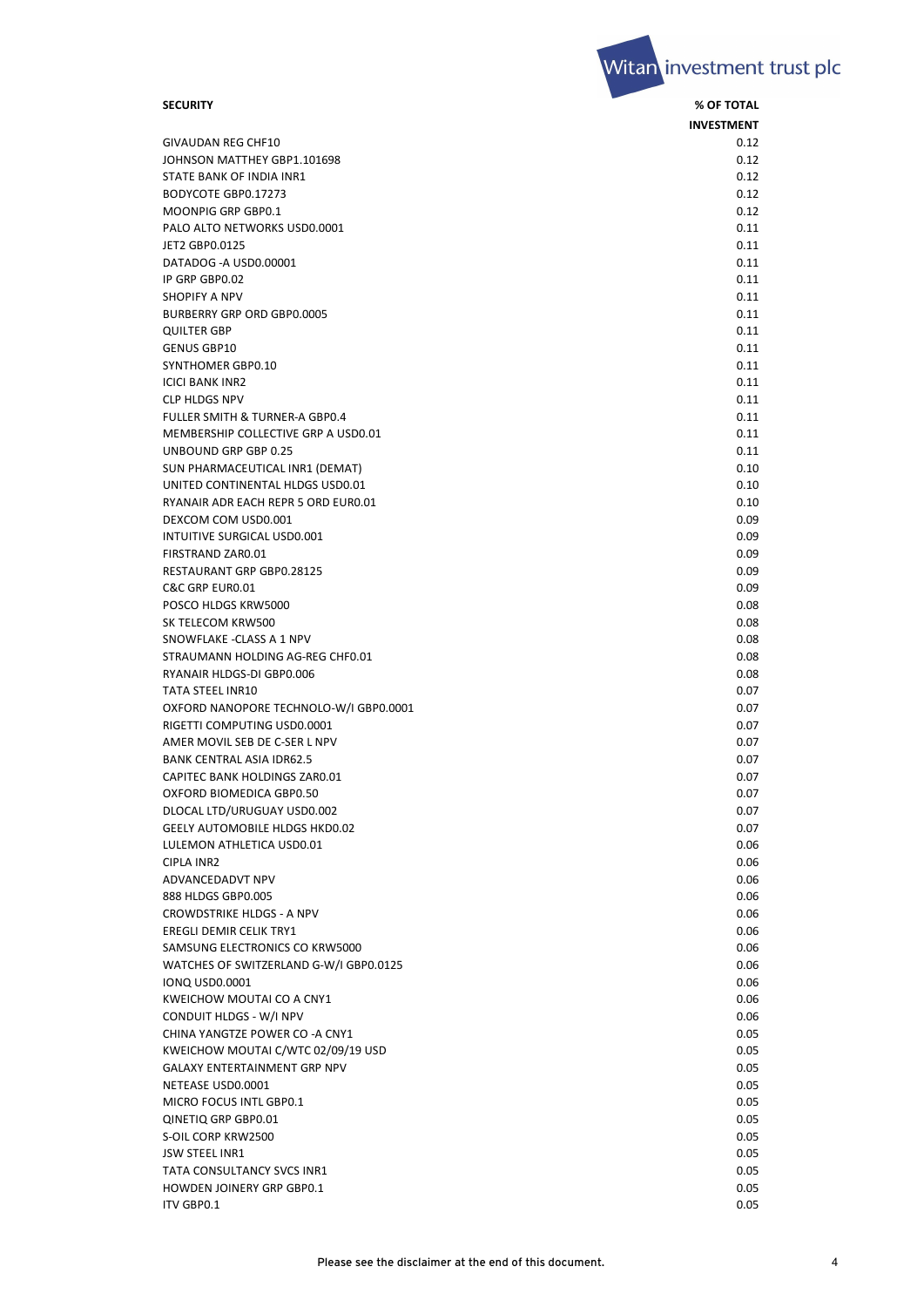| SECURITY | % OF TOTAL INVESTMENT |
| --- | --- |
| GIVAUDAN REG CHF10 | 0.12 |
| JOHNSON MATTHEY GBP1.101698 | 0.12 |
| STATE BANK OF INDIA INR1 | 0.12 |
| BODYCOTE GBP0.17273 | 0.12 |
| MOONPIG GRP GBP0.1 | 0.12 |
| PALO ALTO NETWORKS USD0.0001 | 0.11 |
| JET2 GBP0.0125 | 0.11 |
| DATADOG -A USD0.00001 | 0.11 |
| IP GRP GBP0.02 | 0.11 |
| SHOPIFY A NPV | 0.11 |
| BURBERRY GRP ORD GBP0.0005 | 0.11 |
| QUILTER GBP | 0.11 |
| GENUS GBP10 | 0.11 |
| SYNTHOMER GBP0.10 | 0.11 |
| ICICI BANK INR2 | 0.11 |
| CLP HLDGS NPV | 0.11 |
| FULLER SMITH & TURNER-A GBP0.4 | 0.11 |
| MEMBERSHIP COLLECTIVE GRP A USD0.01 | 0.11 |
| UNBOUND GRP GBP 0.25 | 0.11 |
| SUN PHARMACEUTICAL INR1 (DEMAT) | 0.10 |
| UNITED CONTINENTAL HLDGS USD0.01 | 0.10 |
| RYANAIR ADR EACH REPR 5 ORD EUR0.01 | 0.10 |
| DEXCOM COM USD0.001 | 0.09 |
| INTUITIVE SURGICAL USD0.001 | 0.09 |
| FIRSTRAND ZAR0.01 | 0.09 |
| RESTAURANT GRP GBP0.28125 | 0.09 |
| C&C GRP EUR0.01 | 0.09 |
| POSCO HLDGS KRW5000 | 0.08 |
| SK TELECOM KRW500 | 0.08 |
| SNOWFLAKE -CLASS A 1 NPV | 0.08 |
| STRAUMANN HOLDING AG-REG CHF0.01 | 0.08 |
| RYANAIR HLDGS-DI GBP0.006 | 0.08 |
| TATA STEEL INR10 | 0.07 |
| OXFORD NANOPORE TECHNOLO-W/I GBP0.0001 | 0.07 |
| RIGETTI COMPUTING USD0.0001 | 0.07 |
| AMER MOVIL SEB DE C-SER L NPV | 0.07 |
| BANK CENTRAL ASIA IDR62.5 | 0.07 |
| CAPITEC BANK HOLDINGS ZAR0.01 | 0.07 |
| OXFORD BIOMEDICA GBP0.50 | 0.07 |
| DLOCAL LTD/URUGUAY USD0.002 | 0.07 |
| GEELY AUTOMOBILE HLDGS HKD0.02 | 0.07 |
| LULEMON ATHLETICA USD0.01 | 0.06 |
| CIPLA INR2 | 0.06 |
| ADVANCEDADVT NPV | 0.06 |
| 888 HLDGS GBP0.005 | 0.06 |
| CROWDSTRIKE HLDGS - A NPV | 0.06 |
| EREGLI DEMIR CELIK TRY1 | 0.06 |
| SAMSUNG ELECTRONICS CO KRW5000 | 0.06 |
| WATCHES OF SWITZERLAND G-W/I GBP0.0125 | 0.06 |
| IONQ USD0.0001 | 0.06 |
| KWEICHOW MOUTAI CO A CNY1 | 0.06 |
| CONDUIT HLDGS - W/I NPV | 0.06 |
| CHINA YANGTZE POWER CO -A CNY1 | 0.05 |
| KWEICHOW MOUTAI C/WTC 02/09/19 USD | 0.05 |
| GALAXY ENTERTAINMENT GRP NPV | 0.05 |
| NETEASE USD0.0001 | 0.05 |
| MICRO FOCUS INTL GBP0.1 | 0.05 |
| QINETIQ GRP GBP0.01 | 0.05 |
| S-OIL CORP KRW2500 | 0.05 |
| JSW STEEL INR1 | 0.05 |
| TATA CONSULTANCY SVCS INR1 | 0.05 |
| HOWDEN JOINERY GRP GBP0.1 | 0.05 |
| ITV GBP0.1 | 0.05 |

Please see the disclaimer at the end of this document.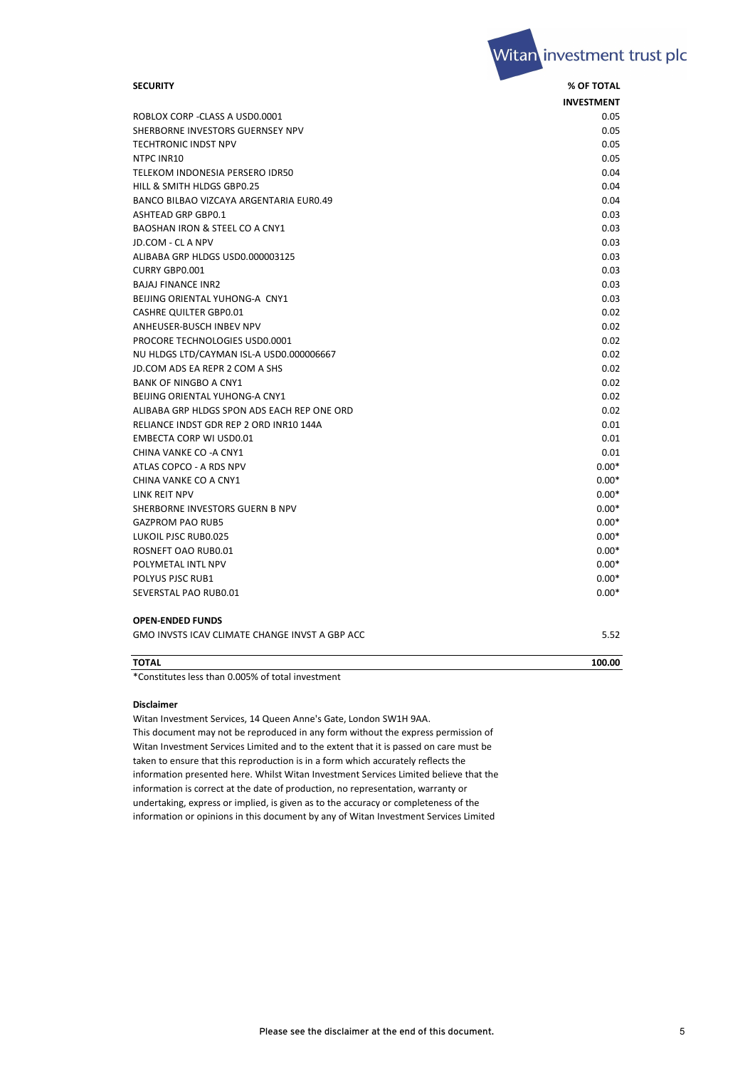| SECURITY | % OF TOTAL INVESTMENT |
|---|---|
| ROBLOX CORP -CLASS A USD0.0001 | 0.05 |
| SHERBORNE INVESTORS GUERNSEY NPV | 0.05 |
| TECHTRONIC INDST NPV | 0.05 |
| NTPC INR10 | 0.05 |
| TELEKOM INDONESIA PERSERO IDR50 | 0.04 |
| HILL & SMITH HLDGS GBP0.25 | 0.04 |
| BANCO BILBAO VIZCAYA ARGENTARIA EUR0.49 | 0.04 |
| ASHTEAD GRP GBP0.1 | 0.03 |
| BAOSHAN IRON & STEEL CO A CNY1 | 0.03 |
| JD.COM - CL A NPV | 0.03 |
| ALIBABA GRP HLDGS USD0.000003125 | 0.03 |
| CURRY GBP0.001 | 0.03 |
| BAJAJ FINANCE INR2 | 0.03 |
| BEIJING ORIENTAL YUHONG-A CNY1 | 0.03 |
| CASHRE QUILTER GBP0.01 | 0.02 |
| ANHEUSER-BUSCH INBEV NPV | 0.02 |
| PROCORE TECHNOLOGIES USD0.0001 | 0.02 |
| NU HLDGS LTD/CAYMAN ISL-A USD0.000006667 | 0.02 |
| JD.COM ADS EA REPR 2 COM A SHS | 0.02 |
| BANK OF NINGBO A CNY1 | 0.02 |
| BEIJING ORIENTAL YUHONG-A CNY1 | 0.02 |
| ALIBABA GRP HLDGS SPON ADS EACH REP ONE ORD | 0.02 |
| RELIANCE INDST GDR REP 2 ORD INR10 144A | 0.01 |
| EMBECTA CORP WI USD0.01 | 0.01 |
| CHINA VANKE CO -A CNY1 | 0.01 |
| ATLAS COPCO - A RDS NPV | 0.00* |
| CHINA VANKE CO A CNY1 | 0.00* |
| LINK REIT NPV | 0.00* |
| SHERBORNE INVESTORS GUERN B NPV | 0.00* |
| GAZPROM PAO RUB5 | 0.00* |
| LUKOIL PJSC RUB0.025 | 0.00* |
| ROSNEFT OAO RUB0.01 | 0.00* |
| POLYMETAL INTL NPV | 0.00* |
| POLYUS PJSC RUB1 | 0.00* |
| SEVERSTAL PAO RUB0.01 | 0.00* |
| **OPEN-ENDED FUNDS** | |
| GMO INVSTS ICAV CLIMATE CHANGE INVST A GBP ACC | 5.52 |
| **TOTAL** | **100.00** |

*Constitutes less than 0.005% of total investment

**Disclaimer**

Witan Investment Services, 14 Queen Anne's Gate, London SW1H 9AA.
This document may not be reproduced in any form without the express permission of Witan Investment Services Limited and to the extent that it is passed on care must be taken to ensure that this reproduction is in a form which accurately reflects the information presented here. Whilst Witan Investment Services Limited believe that the information is correct at the date of production, no representation, warranty or undertaking, express or implied, is given as to the accuracy or completeness of the information or opinions in this document by any of Witan Investment Services Limited